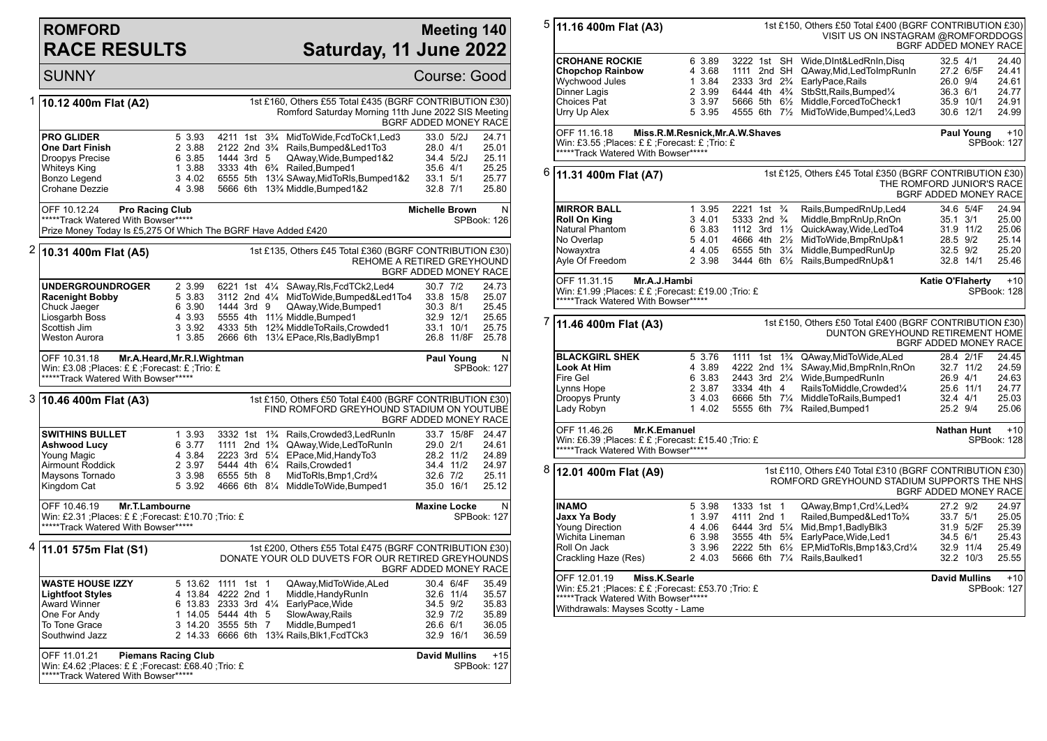# ROMFORD RACE RESULTS

## Meeting 140 — Saturday, 11 June 2022

SUNNY — Course: Good

### 1 — 10.12 400m Flat (A2)

1st £160, Others £55 Total £435 (BGRF CONTRIBUTION £30)
Romford Saturday Morning 11th June 2022 SIS Meeting
BGRF ADDED MONEY RACE

| Greyhound | Trap | Sect | Bends | Pos | Dist | Remarks | Wt | SP | Time |
|---|---|---|---|---|---|---|---|---|---|
| **PRO GLIDER** | 5 | 3.93 | 4211 | 1st | 3¾ | MidToWide,FcdToCk1,Led3 | 33.0 | 5/2J | 24.71 |
| **One Dart Finish** | 2 | 3.88 | 2122 | 2nd | 3¾ | Rails,Bumped&Led1To3 | 28.0 | 4/1 | 25.01 |
| Droopys Precise | 6 | 3.85 | 1444 | 3rd | 5 | QAway,Wide,Bumped1&2 | 34.4 | 5/2J | 25.11 |
| Whiteys King | 1 | 3.88 | 3333 | 4th | 6¾ | Railed,Bumped1 | 35.6 | 4/1 | 25.25 |
| Bonzo Legend | 3 | 4.02 | 6555 | 5th | 13¼ | SAway,MidToRls,Bumped1&2 | 33.1 | 5/1 | 25.77 |
| Crohane Dezzie | 4 | 3.98 | 5666 | 6th | 13¾ | Middle,Bumped1&2 | 32.8 | 7/1 | 25.80 |

OFF 10.12.24 **Pro Racing Club** — **Michelle Brown** N
*****Track Watered With Bowser***** — SPBook: 126
Prize Money Today Is £5,275 Of Which The BGRF Have Added £420

### 2 — 10.31 400m Flat (A5)

1st £135, Others £45 Total £360 (BGRF CONTRIBUTION £30)
REHOME A RETIRED GREYHOUND
BGRF ADDED MONEY RACE

| Greyhound | Trap | Sect | Bends | Pos | Dist | Remarks | Wt | SP | Time |
|---|---|---|---|---|---|---|---|---|---|
| **UNDERGROUNDROGER** | 2 | 3.99 | 6221 | 1st | 4¼ | SAway,Rls,FcdTCk2,Led4 | 30.7 | 7/2 | 24.73 |
| **Racenight Bobby** | 5 | 3.83 | 3112 | 2nd | 4¼ | MidToWide,Bumped&Led1To4 | 33.8 | 15/8 | 25.07 |
| Chuck Jaeger | 6 | 3.90 | 1444 | 3rd | 9 | QAway,Wide,Bumped1 | 30.3 | 8/1 | 25.45 |
| Liosgarbh Boss | 4 | 3.93 | 5555 | 4th | 11½ | Middle,Bumped1 | 32.9 | 12/1 | 25.65 |
| Scottish Jim | 3 | 3.92 | 4333 | 5th | 12¾ | MiddleToRails,Crowded1 | 33.1 | 10/1 | 25.75 |
| Weston Aurora | 1 | 3.85 | 2666 | 6th | 13¼ | EPace,Rls,BadlyBmp1 | 26.8 | 11/8F | 25.78 |

OFF 10.31.18 **Mr.A.Heard,Mr.R.I.Wightman** — **Paul Young** N
Win: £3.08 ;Places: £ £ ;Forecast: £ ;Trio: £ — SPBook: 127
*****Track Watered With Bowser*****

### 3 — 10.46 400m Flat (A3)

1st £150, Others £50 Total £400 (BGRF CONTRIBUTION £30)
FIND ROMFORD GREYHOUND STADIUM ON YOUTUBE
BGRF ADDED MONEY RACE

| Greyhound | Trap | Sect | Bends | Pos | Dist | Remarks | Wt | SP | Time |
|---|---|---|---|---|---|---|---|---|---|
| **SWITHINS BULLET** | 1 | 3.93 | 3332 | 1st | 1¾ | Rails,Crowded3,LedRunIn | 33.7 | 15/8F | 24.47 |
| **Ashwood Lucy** | 6 | 3.77 | 1111 | 2nd | 1¾ | QAway,Wide,LedToRunIn | 29.0 | 2/1 | 24.61 |
| Young Magic | 4 | 3.84 | 2223 | 3rd | 5¼ | EPace,Mid,HandyTo3 | 28.2 | 11/2 | 24.89 |
| Airmount Roddick | 2 | 3.97 | 5444 | 4th | 6¼ | Rails,Crowded1 | 34.4 | 11/2 | 24.97 |
| Maysons Tornado | 3 | 3.98 | 6555 | 5th | 8 | MidToRls,Bmp1,Crd¾ | 32.6 | 7/2 | 25.11 |
| Kingdom Cat | 5 | 3.92 | 4666 | 6th | 8¼ | MiddleToWide,Bumped1 | 35.0 | 16/1 | 25.12 |

OFF 10.46.19 **Mr.T.Lambourne** — **Maxine Locke** N
Win: £2.31 ;Places: £ £ ;Forecast: £10.70 ;Trio: £ — SPBook: 127
*****Track Watered With Bowser*****

### 4 — 11.01 575m Flat (S1)

1st £200, Others £55 Total £475 (BGRF CONTRIBUTION £30)
DONATE YOUR OLD DUVETS FOR OUR RETIRED GREYHOUNDS
BGRF ADDED MONEY RACE

| Greyhound | Trap | Sect | Bends | Pos | Dist | Remarks | Wt | SP | Time |
|---|---|---|---|---|---|---|---|---|---|
| **WASTE HOUSE IZZY** | 5 | 13.62 | 1111 | 1st | 1 | QAway,MidToWide,ALed | 30.4 | 6/4F | 35.49 |
| **Lightfoot Styles** | 4 | 13.84 | 4222 | 2nd | 1 | Middle,HandyRunIn | 32.6 | 11/4 | 35.57 |
| Award Winner | 6 | 13.83 | 2333 | 3rd | 4¼ | EarlyPace,Wide | 34.5 | 9/2 | 35.83 |
| One For Andy | 1 | 14.05 | 5444 | 4th | 5 | SlowAway,Rails | 32.9 | 7/2 | 35.89 |
| To Tone Grace | 3 | 14.20 | 3555 | 5th | 7 | Middle,Bumped1 | 26.6 | 6/1 | 36.05 |
| Southwind Jazz | 2 | 14.33 | 6666 | 6th | 13¾ | Rails,Blk1,FcdTCk3 | 32.9 | 16/1 | 36.59 |

OFF 11.01.21 **Piemans Racing Club** — **David Mullins** +15
Win: £4.62 ;Places: £ £ ;Forecast: £68.40 ;Trio: £ — SPBook: 127
*****Track Watered With Bowser*****

### 5 — 11.16 400m Flat (A3)

1st £150, Others £50 Total £400 (BGRF CONTRIBUTION £30)
VISIT US ON INSTAGRAM @ROMFORDDOGS
BGRF ADDED MONEY RACE

| Greyhound | Trap | Sect | Bends | Pos | Dist | Remarks | Wt | SP | Time |
|---|---|---|---|---|---|---|---|---|---|
| **CROHANE ROCKIE** | 6 | 3.89 | 3222 | 1st | SH | Wide,DInt&LedRnIn,Disq | 32.5 | 4/1 | 24.40 |
| **Chopchop Rainbow** | 4 | 3.68 | 1111 | 2nd | SH | QAway,Mid,LedToImpRunIn | 27.2 | 6/5F | 24.41 |
| Wychwood Jules | 1 | 3.84 | 2333 | 3rd | 2¾ | EarlyPace,Rails | 26.0 | 9/4 | 24.61 |
| Dinner Lagis | 2 | 3.99 | 6444 | 4th | 4¾ | StbStt,Rails,Bumped¼ | 36.3 | 6/1 | 24.77 |
| Choices Pat | 3 | 3.97 | 5666 | 5th | 6½ | Middle,ForcedToCheck1 | 35.9 | 10/1 | 24.91 |
| Urry Up Alex | 5 | 3.95 | 4555 | 6th | 7½ | MidToWide,Bumped¼,Led3 | 30.6 | 12/1 | 24.99 |

OFF 11.16.18 **Miss.R.M.Resnick,Mr.A.W.Shaves** — **Paul Young** +10
Win: £3.55 ;Places: £ £ ;Forecast: £ ;Trio: £ — SPBook: 127
*****Track Watered With Bowser*****

### 6 — 11.31 400m Flat (A7)

1st £125, Others £45 Total £350 (BGRF CONTRIBUTION £30)
THE ROMFORD JUNIOR'S RACE
BGRF ADDED MONEY RACE

| Greyhound | Trap | Sect | Bends | Pos | Dist | Remarks | Wt | SP | Time |
|---|---|---|---|---|---|---|---|---|---|
| **MIRROR BALL** | 1 | 3.95 | 2221 | 1st | ¾ | Rails,BumpedRnUp,Led4 | 34.6 | 5/4F | 24.94 |
| **Roll On King** | 3 | 4.01 | 5333 | 2nd | ¾ | Middle,BmpRnUp,RnOn | 35.1 | 3/1 | 25.00 |
| Natural Phantom | 6 | 3.83 | 1112 | 3rd | 1½ | QuickAway,Wide,LedTo4 | 31.9 | 11/2 | 25.06 |
| No Overlap | 5 | 4.01 | 4666 | 4th | 2½ | MidToWide,BmpRnUp&1 | 28.5 | 9/2 | 25.14 |
| Nowayxtra | 4 | 4.05 | 6555 | 5th | 3¼ | Middle,BumpedRunUp | 32.5 | 9/2 | 25.20 |
| Ayle Of Freedom | 2 | 3.98 | 3444 | 6th | 6½ | Rails,BumpedRnUp&1 | 32.8 | 14/1 | 25.46 |

OFF 11.31.15 **Mr.A.J.Hambi** — **Katie O'Flaherty** +10
Win: £1.99 ;Places: £ £ ;Forecast: £19.00 ;Trio: £ — SPBook: 128
*****Track Watered With Bowser*****

### 7 — 11.46 400m Flat (A3)

1st £150, Others £50 Total £400 (BGRF CONTRIBUTION £30)
DUNTON GREYHOUND RETIREMENT HOME
BGRF ADDED MONEY RACE

| Greyhound | Trap | Sect | Bends | Pos | Dist | Remarks | Wt | SP | Time |
|---|---|---|---|---|---|---|---|---|---|
| **BLACKGIRL SHEK** | 5 | 3.76 | 1111 | 1st | 1¾ | QAway,MidToWide,ALed | 28.4 | 2/1F | 24.45 |
| **Look At Him** | 4 | 3.89 | 4222 | 2nd | 1¾ | SAway,Mid,BmpRnIn,RnOn | 32.7 | 11/2 | 24.59 |
| Fire Gel | 6 | 3.83 | 2443 | 3rd | 2¼ | Wide,BumpedRunIn | 26.9 | 4/1 | 24.63 |
| Lynns Hope | 2 | 3.87 | 3334 | 4th | 4 | RailsToMiddle,Crowded¼ | 25.6 | 11/1 | 24.77 |
| Droopys Prunty | 3 | 4.02 | 6666 | 5th | 7¼ | MiddleToRails,Bumped1 | 32.4 | 4/1 | 25.03 |
| Lady Robyn | 1 | 4.02 | 5555 | 6th | 7¾ | Railed,Bumped1 | 25.2 | 9/4 | 25.06 |

OFF 11.46.26 **Mr.K.Emanuel** — **Nathan Hunt** +10
Win: £6.39 ;Places: £ £ ;Forecast: £15.40 ;Trio: £ — SPBook: 128
*****Track Watered With Bowser*****

### 8 — 12.01 400m Flat (A9)

1st £110, Others £40 Total £310 (BGRF CONTRIBUTION £30)
ROMFORD GREYHOUND STADIUM SUPPORTS THE NHS
BGRF ADDED MONEY RACE

| Greyhound | Trap | Sect | Bends | Pos | Dist | Remarks | Wt | SP | Time |
|---|---|---|---|---|---|---|---|---|---|
| **INAMO** | 5 | 3.98 | 1333 | 1st | 1 | QAway,Bmp1,Crd¼,Led¾ | 27.2 | 9/2 | 24.97 |
| **Jaxx Ya Body** | 1 | 3.97 | 4111 | 2nd | 1 | Railed,Bumped&Led1To¾ | 33.7 | 5/1 | 25.05 |
| Young Direction | 4 | 4.06 | 6444 | 3rd | 5¼ | Mid,Bmp1,BadlyBlk3 | 31.9 | 5/2F | 25.39 |
| Wichita Lineman | 6 | 3.98 | 3555 | 4th | 5¾ | EarlyPace,Wide,Led1 | 34.5 | 6/1 | 25.43 |
| Roll On Jack | 3 | 3.96 | 2222 | 5th | 6½ | EP,MidToRls,Bmp1&3,Crd¼ | 32.9 | 11/4 | 25.49 |
| Crackling Haze (Res) | 2 | 4.03 | 5666 | 6th | 7¼ | Rails,Baulked1 | 32.2 | 10/3 | 25.55 |

OFF 12.01.19 **Miss.K.Searle** — **David Mullins** +10
Win: £5.21 ;Places: £ £ ;Forecast: £53.70 ;Trio: £ — SPBook: 127
*****Track Watered With Bowser*****
Withdrawals: Mayses Scotty - Lame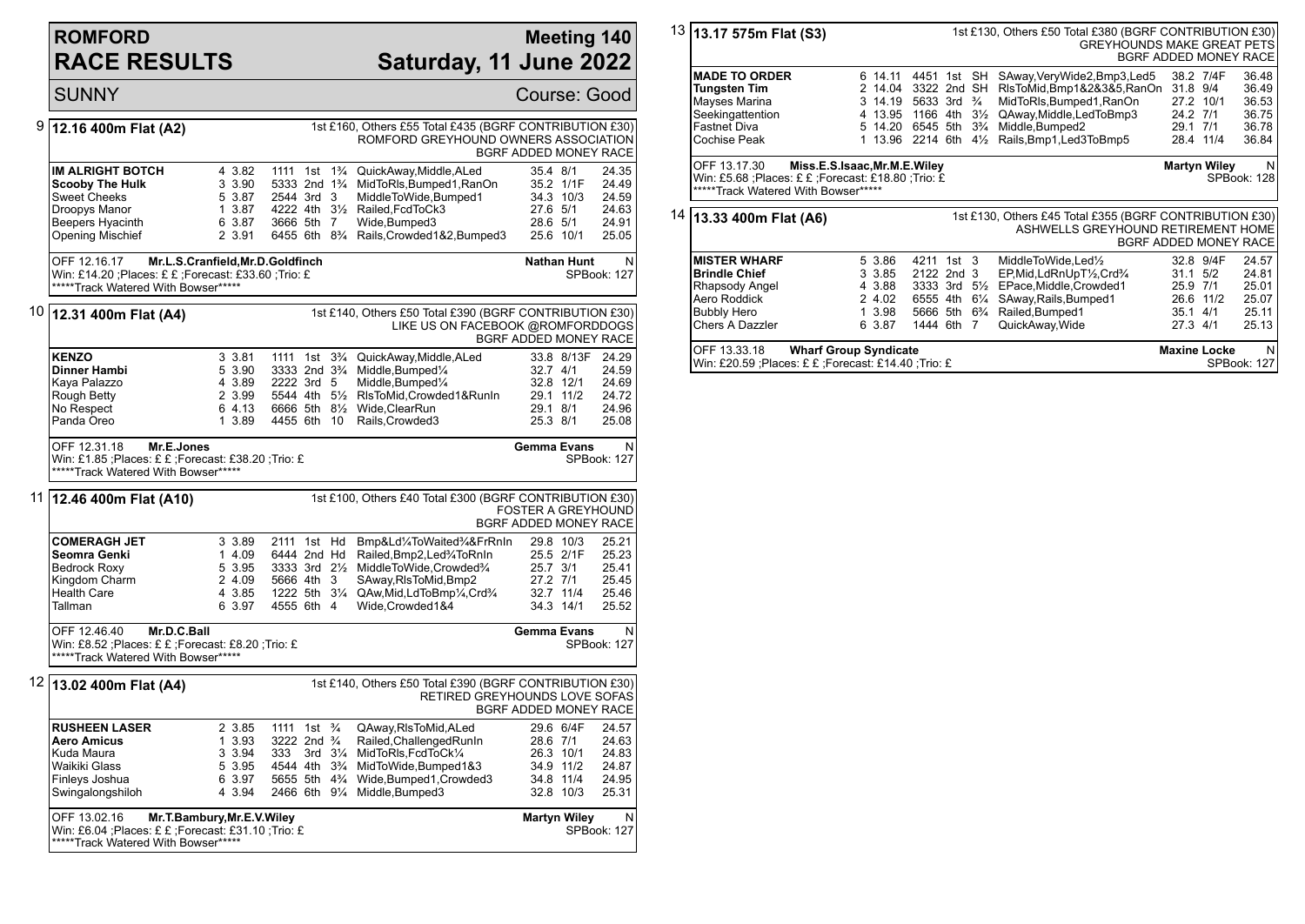# ROMFORD RACE RESULTS

# Meeting 140 Saturday, 11 June 2022

SUNNY — Course: Good

## 9 12.16 400m Flat (A2)

1st £160, Others £55 Total £435 (BGRF CONTRIBUTION £30)
ROMFORD GREYHOUND OWNERS ASSOCIATION
BGRF ADDED MONEY RACE

| | | | | | | | | | | |
|---|---|---|---|---|---|---|---|---|---|---|
| **IM ALRIGHT BOTCH** | 4 | 3.82 | 1111 | 1st | 1¾ | QuickAway,Middle,ALed | 35.4 | 8/1 | | 24.35 |
| **Scooby The Hulk** | 3 | 3.90 | 5333 | 2nd | 1¾ | MidToRls,Bumped1,RanOn | 35.2 | 1/1F | | 24.49 |
| Sweet Cheeks | 5 | 3.87 | 2544 | 3rd | 3 | MiddleToWide,Bumped1 | 34.3 | 10/3 | | 24.59 |
| Droopys Manor | 1 | 3.87 | 4222 | 4th | 3½ | Railed,FcdToCk3 | 27.6 | 5/1 | | 24.63 |
| Beepers Hyacinth | 6 | 3.87 | 3666 | 5th | 7 | Wide,Bumped3 | 28.6 | 5/1 | | 24.91 |
| Opening Mischief | 2 | 3.91 | 6455 | 6th | 8¾ | Rails,Crowded1&2,Bumped3 | 25.6 | 10/1 | | 25.05 |

OFF 12.16.17 **Mr.L.S.Cranfield,Mr.D.Goldfinch** — **Nathan Hunt** N
Win: £14.20 ;Places: £ £ ;Forecast: £33.60 ;Trio: £ — SPBook: 127
*****Track Watered With Bowser*****

## 10 12.31 400m Flat (A4)

1st £140, Others £50 Total £390 (BGRF CONTRIBUTION £30)
LIKE US ON FACEBOOK @ROMFORDDOGS
BGRF ADDED MONEY RACE

| | | | | | | | | | | |
|---|---|---|---|---|---|---|---|---|---|---|
| **KENZO** | 3 | 3.81 | 1111 | 1st | 3¾ | QuickAway,Middle,ALed | 33.8 | 8/13F | | 24.29 |
| **Dinner Hambi** | 5 | 3.90 | 3333 | 2nd | 3¾ | Middle,Bumped¼ | 32.7 | 4/1 | | 24.59 |
| Kaya Palazzo | 4 | 3.89 | 2222 | 3rd | 5 | Middle,Bumped¼ | 32.8 | 12/1 | | 24.69 |
| Rough Betty | 2 | 3.99 | 5544 | 4th | 5½ | RlsToMid,Crowded1&RunIn | 29.1 | 11/2 | | 24.72 |
| No Respect | 6 | 4.13 | 6666 | 5th | 8½ | Wide,ClearRun | 29.1 | 8/1 | | 24.96 |
| Panda Oreo | 1 | 3.89 | 4455 | 6th | 10 | Rails,Crowded3 | 25.3 | 8/1 | | 25.08 |

OFF 12.31.18 **Mr.E.Jones** — **Gemma Evans** N
Win: £1.85 ;Places: £ £ ;Forecast: £38.20 ;Trio: £ — SPBook: 127
*****Track Watered With Bowser*****

## 11 12.46 400m Flat (A10)

1st £100, Others £40 Total £300 (BGRF CONTRIBUTION £30)
FOSTER A GREYHOUND
BGRF ADDED MONEY RACE

| | | | | | | | | | | |
|---|---|---|---|---|---|---|---|---|---|---|
| **COMERAGH JET** | 3 | 3.89 | 2111 | 1st | Hd | Bmp&Ld¼ToWaited¾&FrRnIn | 29.8 | 10/3 | | 25.21 |
| **Seomra Genki** | 1 | 4.09 | 6444 | 2nd | Hd | Railed,Bmp2,Led¾ToRnIn | 25.5 | 2/1F | | 25.23 |
| Bedrock Roxy | 5 | 3.95 | 3333 | 3rd | 2½ | MiddleToWide,Crowded¾ | 25.7 | 3/1 | | 25.41 |
| Kingdom Charm | 2 | 4.09 | 5666 | 4th | 3 | SAway,RlsToMid,Bmp2 | 27.2 | 7/1 | | 25.45 |
| Health Care | 4 | 3.85 | 1222 | 5th | 3¼ | QAw,Mid,LdToBmp¼,Crd¾ | 32.7 | 11/4 | | 25.46 |
| Tallman | 6 | 3.97 | 4555 | 6th | 4 | Wide,Crowded1&4 | 34.3 | 14/1 | | 25.52 |

OFF 12.46.40 **Mr.D.C.Ball** — **Gemma Evans** N
Win: £8.52 ;Places: £ £ ;Forecast: £8.20 ;Trio: £ — SPBook: 127
*****Track Watered With Bowser*****

## 12 13.02 400m Flat (A4)

1st £140, Others £50 Total £390 (BGRF CONTRIBUTION £30)
RETIRED GREYHOUNDS LOVE SOFAS
BGRF ADDED MONEY RACE

| | | | | | | | | | | |
|---|---|---|---|---|---|---|---|---|---|---|
| **RUSHEEN LASER** | 2 | 3.85 | 1111 | 1st | ¾ | QAway,RlsToMid,ALed | 29.6 | 6/4F | | 24.57 |
| **Aero Amicus** | 1 | 3.93 | 3222 | 2nd | ¾ | Railed,ChallengedRunIn | 28.6 | 7/1 | | 24.63 |
| Kuda Maura | 3 | 3.94 | 333 | 3rd | 3¼ | MidToRls,FcdToCk¼ | 26.3 | 10/1 | | 24.83 |
| Waikiki Glass | 5 | 3.95 | 4544 | 4th | 3¾ | MidToWide,Bumped1&3 | 34.9 | 11/2 | | 24.87 |
| Finleys Joshua | 6 | 3.97 | 5655 | 5th | 4¾ | Wide,Bumped1,Crowded3 | 34.8 | 11/4 | | 24.95 |
| Swingalongshiloh | 4 | 3.94 | 2466 | 6th | 9¼ | Middle,Bumped3 | 32.8 | 10/3 | | 25.31 |

OFF 13.02.16 **Mr.T.Bambury,Mr.E.V.Wiley** — **Martyn Wiley** N
Win: £6.04 ;Places: £ £ ;Forecast: £31.10 ;Trio: £ — SPBook: 127
*****Track Watered With Bowser*****

## 13 13.17 575m Flat (S3)

1st £130, Others £50 Total £380 (BGRF CONTRIBUTION £30)
GREYHOUNDS MAKE GREAT PETS
BGRF ADDED MONEY RACE

| | | | | | | | | | | |
|---|---|---|---|---|---|---|---|---|---|---|
| **MADE TO ORDER** | 6 | 14.11 | 4451 | 1st | SH | SAway,VeryWide2,Bmp3,Led5 | 38.2 | 7/4F | | 36.48 |
| **Tungsten Tim** | 2 | 14.04 | 3322 | 2nd | SH | RlsToMid,Bmp1&2&3&5,RanOn | 31.8 | 9/4 | | 36.49 |
| Mayses Marina | 3 | 14.19 | 5633 | 3rd | ¾ | MidToRls,Bumped1,RanOn | 27.2 | 10/1 | | 36.53 |
| Seekingattention | 4 | 13.95 | 1166 | 4th | 3½ | QAway,Middle,LedToBmp3 | 24.2 | 7/1 | | 36.75 |
| Fastnet Diva | 5 | 14.20 | 6545 | 5th | 3¾ | Middle,Bumped2 | 29.1 | 7/1 | | 36.78 |
| Cochise Peak | 1 | 13.96 | 2214 | 6th | 4½ | Rails,Bmp1,Led3ToBmp5 | 28.4 | 11/4 | | 36.84 |

OFF 13.17.30 **Miss.E.S.Isaac,Mr.M.E.Wiley** — **Martyn Wiley** N
Win: £5.68 ;Places: £ £ ;Forecast: £18.80 ;Trio: £ — SPBook: 128
*****Track Watered With Bowser*****

## 14 13.33 400m Flat (A6)

1st £130, Others £45 Total £355 (BGRF CONTRIBUTION £30)
ASHWELLS GREYHOUND RETIREMENT HOME
BGRF ADDED MONEY RACE

| | | | | | | | | | | |
|---|---|---|---|---|---|---|---|---|---|---|
| **MISTER WHARF** | 5 | 3.86 | 4211 | 1st | 3 | MiddleToWide,Led½ | 32.8 | 9/4F | | 24.57 |
| **Brindle Chief** | 3 | 3.85 | 2122 | 2nd | 3 | EP,Mid,LdRnUpT½,Crd¾ | 31.1 | 5/2 | | 24.81 |
| Rhapsody Angel | 4 | 3.88 | 3333 | 3rd | 5½ | EPace,Middle,Crowded1 | 25.9 | 7/1 | | 25.01 |
| Aero Roddick | 2 | 4.02 | 6555 | 4th | 6¼ | SAway,Rails,Bumped1 | 26.6 | 11/2 | | 25.07 |
| Bubbly Hero | 1 | 3.98 | 5666 | 5th | 6¾ | Railed,Bumped1 | 35.1 | 4/1 | | 25.11 |
| Chers A Dazzler | 6 | 3.87 | 1444 | 6th | 7 | QuickAway,Wide | 27.3 | 4/1 | | 25.13 |

OFF 13.33.18 **Wharf Group Syndicate** — **Maxine Locke** N
Win: £20.59 ;Places: £ £ ;Forecast: £14.40 ;Trio: £ — SPBook: 127